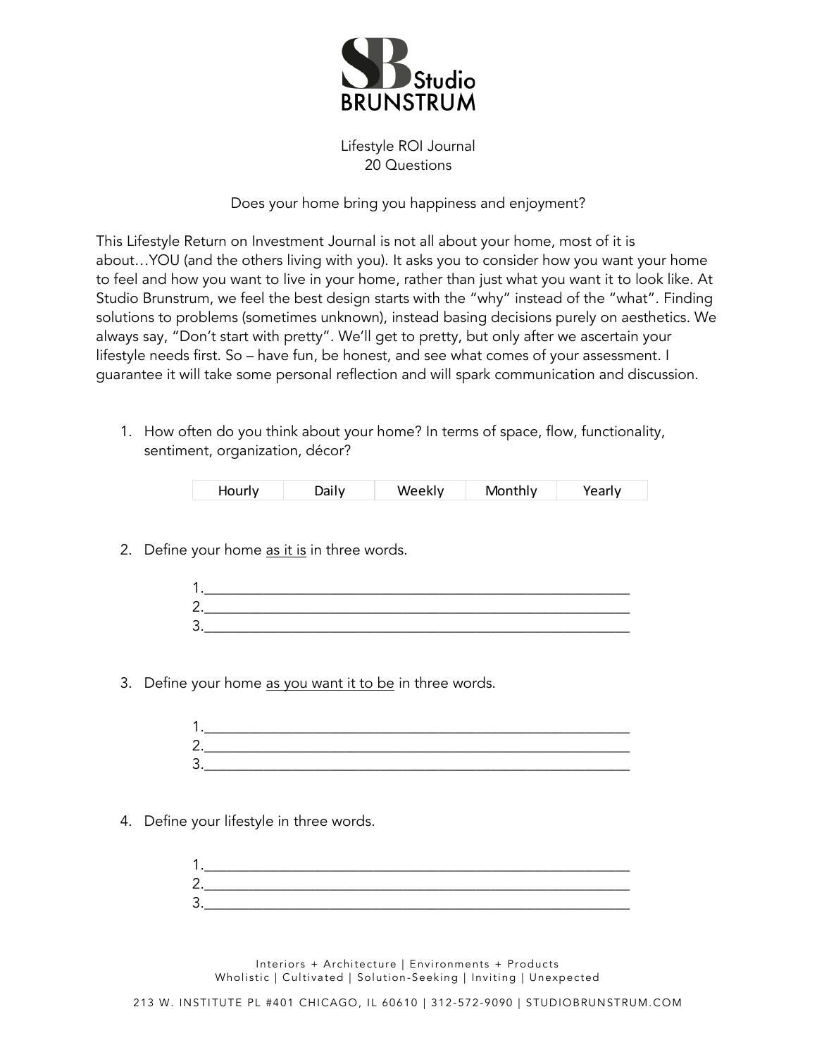# Studio BRUNSTRUM

Lifestyle ROI Journal
20 Questions

Does your home bring you happiness and enjoyment?

This Lifestyle Return on Investment Journal is not all about your home, most of it is about…YOU (and the others living with you). It asks you to consider how you want your home to feel and how you want to live in your home, rather than just what you want it to look like. At Studio Brunstrum, we feel the best design starts with the "why" instead of the "what". Finding solutions to problems (sometimes unknown), instead basing decisions purely on aesthetics. We always say, "Don't start with pretty". We'll get to pretty, but only after we ascertain your lifestyle needs first. So – have fun, be honest, and see what comes of your assessment. I guarantee it will take some personal reflection and will spark communication and discussion.

1. How often do you think about your home? In terms of space, flow, functionality, sentiment, organization, décor?

| Hourly | Daily | Weekly | Monthly | Yearly |
|---|---|---|---|---|

2. Define your home <u>as it is</u> in three words.

   1.___________________________________________________________
   2.___________________________________________________________
   3.___________________________________________________________

3. Define your home <u>as you want it to be</u> in three words.

   1.___________________________________________________________
   2.___________________________________________________________
   3.___________________________________________________________

4. Define your lifestyle in three words.

   1.___________________________________________________________
   2.___________________________________________________________
   3.___________________________________________________________

Interiors + Architecture | Environments + Products
Wholistic | Cultivated | Solution-Seeking | Inviting | Unexpected

213 W. INSTITUTE PL #401 CHICAGO, IL 60610 | 312-572-9090 | STUDIOBRUNSTRUM.COM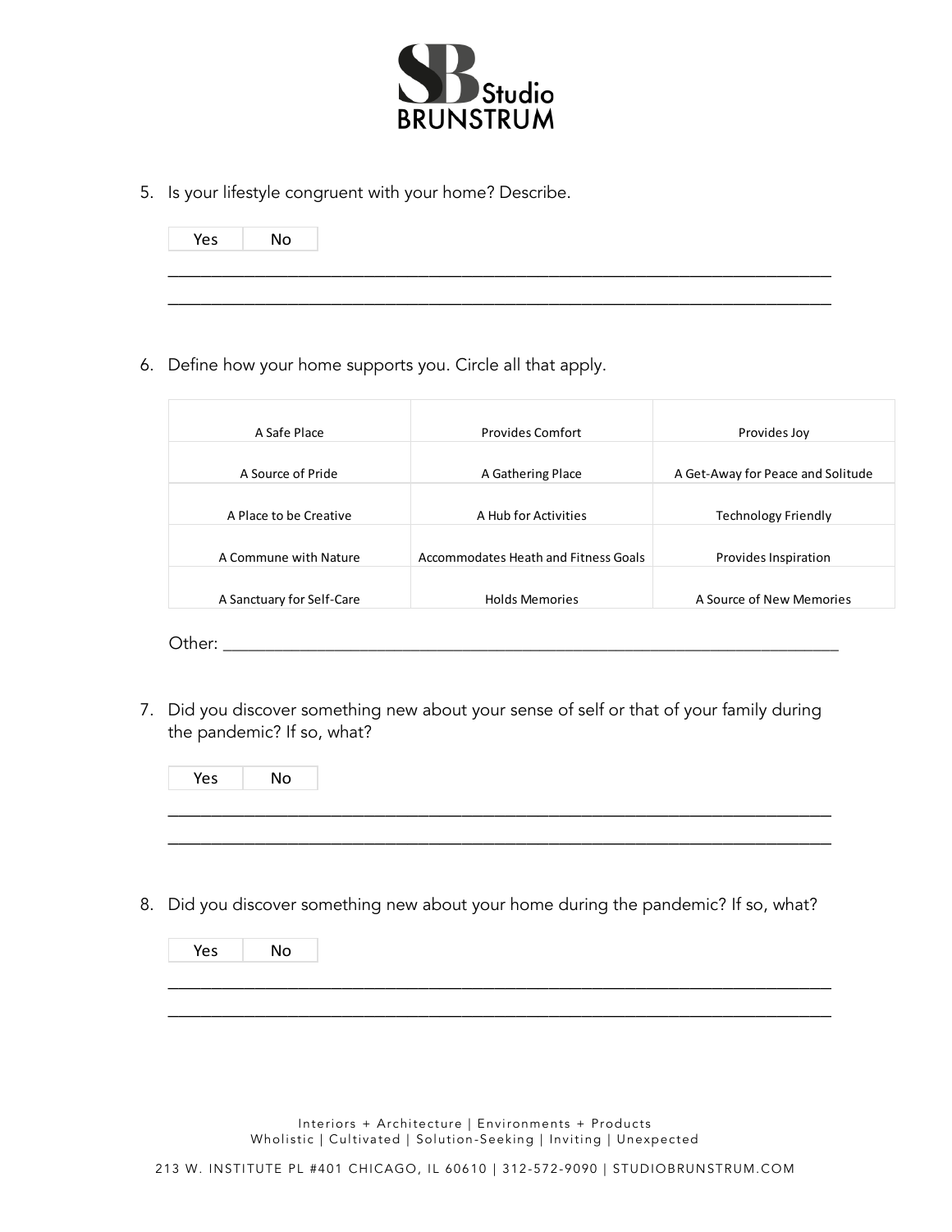5. Is your lifestyle congruent with your home? Describe.

| Yes | No |
|---|---|

_______________________________________________________________________

_______________________________________________________________________

6. Define how your home supports you. Circle all that apply.

| | | |
|---|---|---|
| A Safe Place | Provides Comfort | Provides Joy |
| A Source of Pride | A Gathering Place | A Get-Away for Peace and Solitude |
| A Place to be Creative | A Hub for Activities | Technology Friendly |
| A Commune with Nature | Accommodates Heath and Fitness Goals | Provides Inspiration |
| A Sanctuary for Self-Care | Holds Memories | A Source of New Memories |

Other: ________________________________________________________________

7. Did you discover something new about your sense of self or that of your family during the pandemic? If so, what?

| Yes | No |
|---|---|

_______________________________________________________________________

_______________________________________________________________________

8. Did you discover something new about your home during the pandemic? If so, what?

| Yes | No |
|---|---|

_______________________________________________________________________

_______________________________________________________________________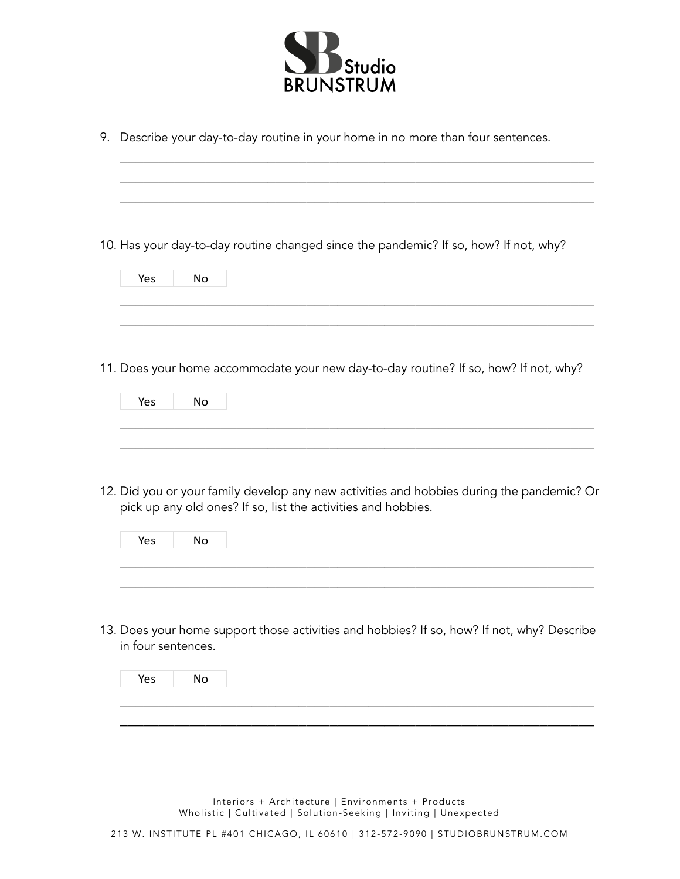Studio BRUNSTRUM

9. Describe your day-to-day routine in your home in no more than four sentences.

_______________________________________________________________________________

_______________________________________________________________________________

_______________________________________________________________________________

10. Has your day-to-day routine changed since the pandemic? If so, how? If not, why?

| Yes | No |
|---|---|

_______________________________________________________________________________

_______________________________________________________________________________

11. Does your home accommodate your new day-to-day routine? If so, how? If not, why?

| Yes | No |
|---|---|

_______________________________________________________________________________

_______________________________________________________________________________

12. Did you or your family develop any new activities and hobbies during the pandemic? Or pick up any old ones? If so, list the activities and hobbies.

| Yes | No |
|---|---|

_______________________________________________________________________________

_______________________________________________________________________________

13. Does your home support those activities and hobbies? If so, how? If not, why? Describe in four sentences.

| Yes | No |
|---|---|

_______________________________________________________________________________

_______________________________________________________________________________

Interiors + Architecture | Environments + Products
Wholistic | Cultivated | Solution-Seeking | Inviting | Unexpected

213 W. INSTITUTE PL #401 CHICAGO, IL 60610 | 312-572-9090 | STUDIOBRUNSTRUM.COM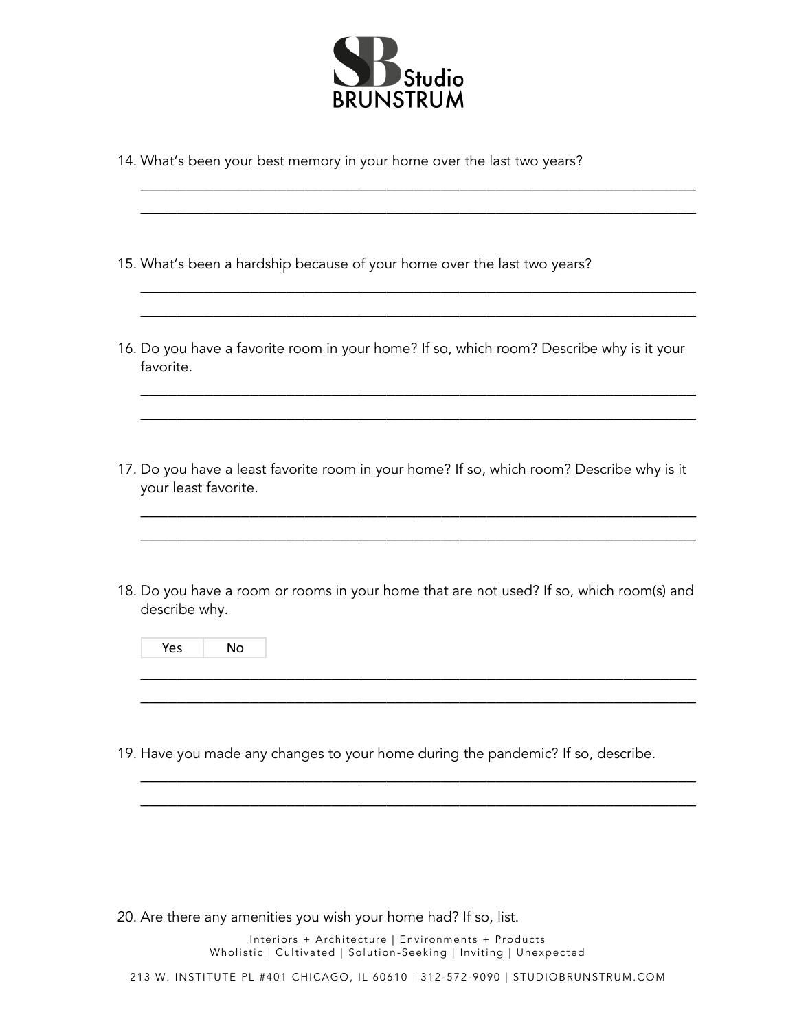14. What's been your best memory in your home over the last two years?

_______________________________________________________________________

_______________________________________________________________________

15. What's been a hardship because of your home over the last two years?

_______________________________________________________________________

_______________________________________________________________________

16. Do you have a favorite room in your home? If so, which room? Describe why is it your favorite.

_______________________________________________________________________

_______________________________________________________________________

17. Do you have a least favorite room in your home? If so, which room? Describe why is it your least favorite.

_______________________________________________________________________

_______________________________________________________________________

18. Do you have a room or rooms in your home that are not used? If so, which room(s) and describe why.

| Yes | No |
|---|---|

_______________________________________________________________________

_______________________________________________________________________

19. Have you made any changes to your home during the pandemic? If so, describe.

_______________________________________________________________________

_______________________________________________________________________

20. Are there any amenities you wish your home had? If so, list.

Interiors + Architecture | Environments + Products
Wholistic | Cultivated | Solution-Seeking | Inviting | Unexpected

213 W. INSTITUTE PL #401 CHICAGO, IL 60610 | 312-572-9090 | STUDIOBRUNSTRUM.COM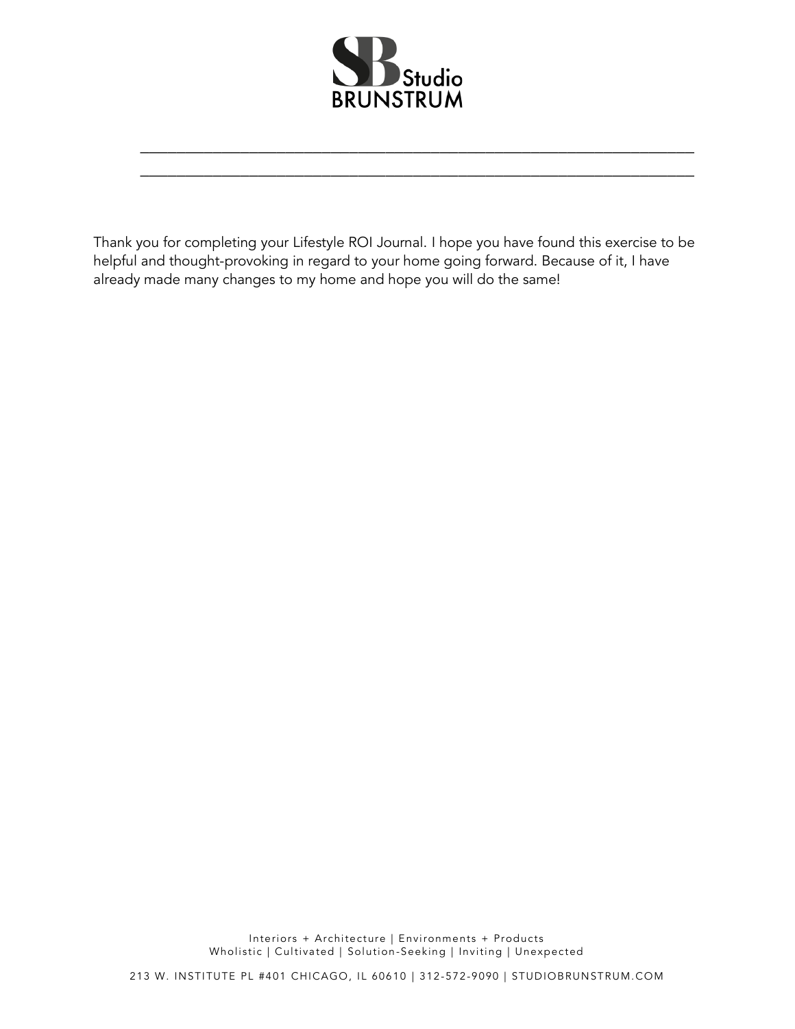________________________________________________________________________

________________________________________________________________________

Thank you for completing your Lifestyle ROI Journal. I hope you have found this exercise to be helpful and thought-provoking in regard to your home going forward. Because of it, I have already made many changes to my home and hope you will do the same!